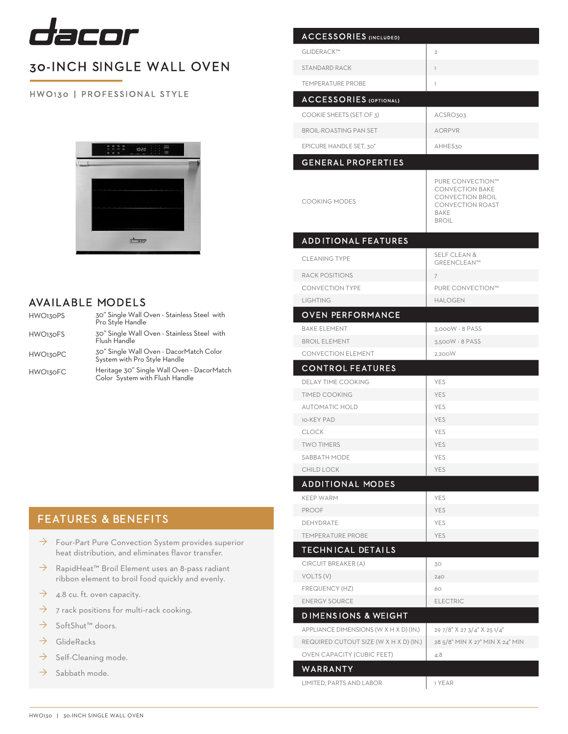# dacor

## 30-INCH SINGLE WALL OVEN

HWO130 | PROFESSIONAL STYLE

## AVAILABLE MODELS

| | |
|---|---|
| HWO130PS | 30" Single Wall Oven - Stainless Steel with Pro Style Handle |
| HWO130FS | 30" Single Wall Oven - Stainless Steel with Flush Handle |
| HWO130PC | 30" Single Wall Oven - DacorMatch Color System with Pro Style Handle |
| HWO130FC | Heritage 30" Single Wall Oven - DacorMatch Color System with Flush Handle |

## FEATURES & BENEFITS

- Four-Part Pure Convection System provides superior heat distribution, and eliminates flavor transfer.
- RapidHeat™ Broil Element uses an 8-pass radiant ribbon element to broil food quickly and evenly.
- 4.8 cu. ft. oven capacity.
- 7 rack positions for multi-rack cooking.
- SoftShut™ doors.
- GlideRacks
- Self-Cleaning mode.
- Sabbath mode.

| ACCESSORIES (INCLUDED) | |
|---|---|
| GLIDERACK™ | 2 |
| STANDARD RACK | 1 |
| TEMPERATURE PROBE | 1 |
| **ACCESSORIES (OPTIONAL)** | |
| COOKIE SHEETS (SET OF 3) | ACSRO303 |
| BROIL-ROASTING PAN SET | AORPVR |
| EPICURE HANDLE SET, 30" | AHHES30 |
| **GENERAL PROPERTIES** | |
| COOKING MODES | PURE CONVECTION™<br>CONVECTION BAKE<br>CONVECTION BROIL<br>CONVECTION ROAST<br>BAKE<br>BROIL |
| **ADDITIONAL FEATURES** | |
| CLEANING TYPE | SELF CLEAN & GREENCLEAN™ |
| RACK POSITIONS | 7 |
| CONVECTION TYPE | PURE CONVECTION™ |
| LIGHTING | HALOGEN |
| **OVEN PERFORMANCE** | |
| BAKE ELEMENT | 3,000W - 8 PASS |
| BROIL ELEMENT | 3,500W - 8 PASS |
| CONVECTION ELEMENT | 2,200W |
| **CONTROL FEATURES** | |
| DELAY TIME COOKING | YES |
| TIMED COOKING | YES |
| AUTOMATIC HOLD | YES |
| 10-KEY PAD | YES |
| CLOCK | YES |
| TWO TIMERS | YES |
| SABBATH MODE | YES |
| CHILD LOCK | YES |
| **ADDITIONAL MODES** | |
| KEEP WARM | YES |
| PROOF | YES |
| DEHYDRATE | YES |
| TEMPERATURE PROBE | YES |
| **TECHNICAL DETAILS** | |
| CIRCUIT BREAKER (A) | 30 |
| VOLTS (V) | 240 |
| FREQUENCY (HZ) | 60 |
| ENERGY SOURCE | ELECTRIC |
| **DIMENSIONS & WEIGHT** | |
| APPLIANCE DIMENSIONS (W X H X D) (IN.) | 29 7/8" X 27 3/4" X 25 1/4" |
| REQUIRED CUTOUT SIZE (W X H X D) (IN.) | 28 5/8" MIN X 27" MIN X 24" MIN |
| OVEN CAPACITY (CUBIC FEET) | 4.8 |
| **WARRANTY** | |
| LIMITED, PARTS AND LABOR | 1 YEAR |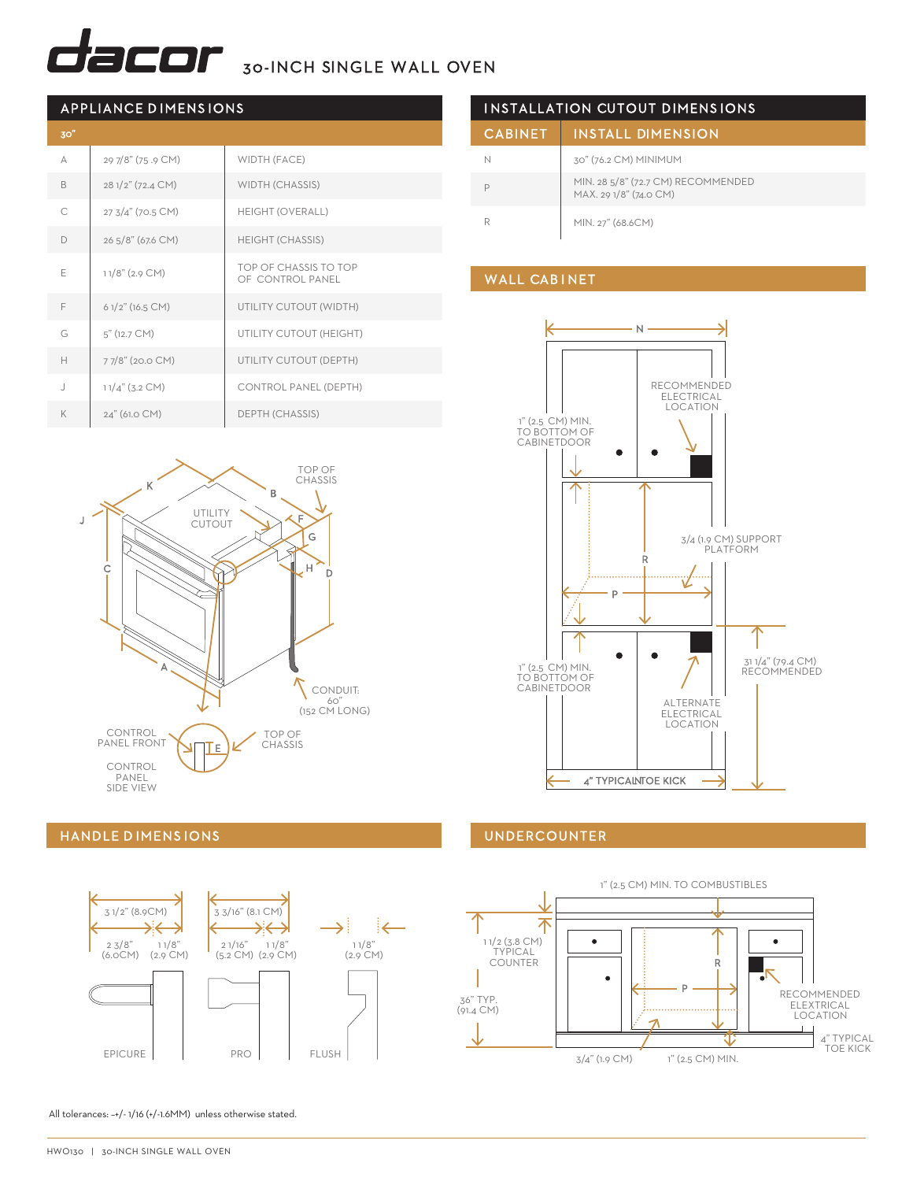# dacor 30-INCH SINGLE WALL OVEN

## APPLIANCE DIMENSIONS

| 30" | | |
|---|---|---|
| A | 29 7/8" (75 .9 CM) | WIDTH (FACE) |
| B | 28 1/2" (72.4 CM) | WIDTH (CHASSIS) |
| C | 27 3/4" (70.5 CM) | HEIGHT (OVERALL) |
| D | 26 5/8" (67.6 CM) | HEIGHT (CHASSIS) |
| E | 1 1/8" (2.9 CM) | TOP OF CHASSIS TO TOP OF CONTROL PANEL |
| F | 6 1/2" (16.5 CM) | UTILITY CUTOUT (WIDTH) |
| G | 5" (12.7 CM) | UTILITY CUTOUT (HEIGHT) |
| H | 7 7/8" (20.0 CM) | UTILITY CUTOUT (DEPTH) |
| J | 1 1/4" (3.2 CM) | CONTROL PANEL (DEPTH) |
| K | 24" (61.0 CM) | DEPTH (CHASSIS) |

TOP OF CHASSIS

UTILITY CUTOUT

CONDUIT: 60" (152 CM LONG)

CONTROL PANEL FRONT

TOP OF CHASSIS

CONTROL PANEL SIDE VIEW

## INSTALLATION CUTOUT DIMENSIONS

| CABINET | INSTALL DIMENSION |
|---|---|
| N | 30" (76.2 CM) MINIMUM |
| P | MIN. 28 5/8" (72.7 CM) RECOMMENDED<br>MAX. 29 1/8" (74.0 CM) |
| R | MIN. 27" (68.6CM) |

## WALL CABINET

RECOMMENDED ELECTRICAL LOCATION

1" (2.5 CM) MIN. TO BOTTOM OF CABINETDOOR

3/4 (1.9 CM) SUPPORT PLATFORM

1" (2.5 CM) MIN. TO BOTTOM OF CABINETDOOR

31 1/4" (79.4 CM) RECOMMENDED

ALTERNATE ELECTRICAL LOCATION

4" TYPICAL TOE KICK

## HANDLE DIMENSIONS

EPICURE: 3 1/2" (8.9CM); 2 3/8" (6.0CM); 1 1/8" (2.9 CM)

PRO: 3 3/16" (8.1 CM); 2 1/16" (5.2 CM); 1 1/8" (2.9 CM)

FLUSH: 1 1/8" (2.9 CM)

## UNDERCOUNTER

1" (2.5 CM) MIN. TO COMBUSTIBLES

1 1/2 (3.8 CM) TYPICAL COUNTER

36" TYP. (91.4 CM)

RECOMMENDED ELEXTRICAL LOCATION

4" TYPICAL TOE KICK

3/4" (1.9 CM)

1" (2.5 CM) MIN.

All tolerances: -+/- 1/16 (+/-1.6MM) unless otherwise stated.